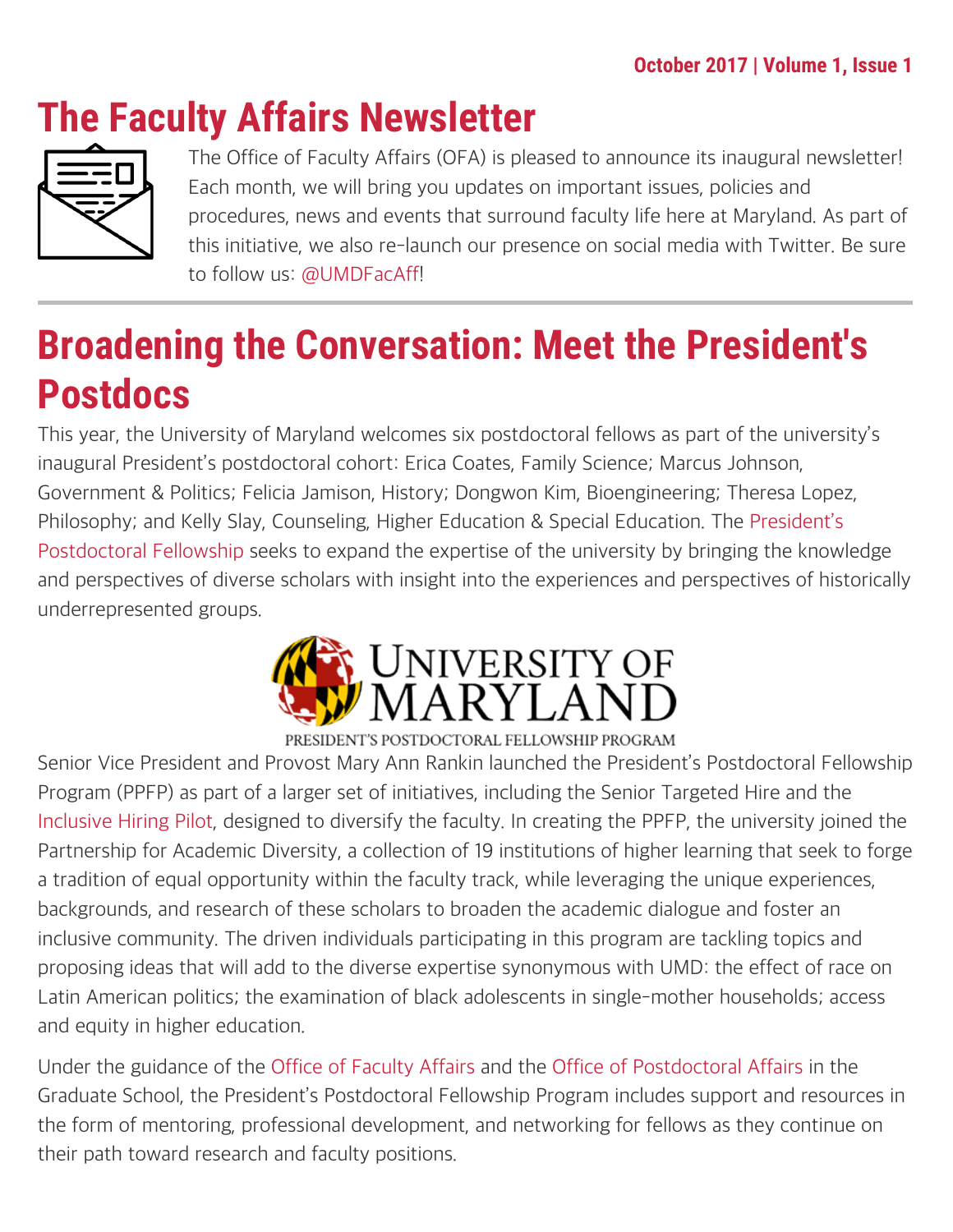October 2017 | Volume 1, Issue 1

# The Faculty Affairs Newsletter

The Office of Faculty Affairs (OFA) is pleased to announce its inaugural newsletter! Each month, we will bring you updates on important issues, policies and procedures, news and events that surround faculty life here at Maryland. As part of this initiative, we also re-launch our presence on social media with Twitter. Be sure to follow us: @UMDFacAff!

---

## Broadening the Conversation: Meet the President's Postdocs

This year, the University of Maryland welcomes six postdoctoral fellows as part of the university's inaugural President's postdoctoral cohort: Erica Coates, Family Science; Marcus Johnson, Government & Politics; Felicia Jamison, History; Dongwon Kim, Bioengineering; Theresa Lopez, Philosophy; and Kelly Slay, Counseling, Higher Education & Special Education. The President's Postdoctoral Fellowship seeks to expand the expertise of the university by bringing the knowledge and perspectives of diverse scholars with insight into the experiences and perspectives of historically underrepresented groups.

UNIVERSITY OF MARYLAND
PRESIDENT'S POSTDOCTORAL FELLOWSHIP PROGRAM

Senior Vice President and Provost Mary Ann Rankin launched the President's Postdoctoral Fellowship Program (PPFP) as part of a larger set of initiatives, including the Senior Targeted Hire and the Inclusive Hiring Pilot, designed to diversify the faculty. In creating the PPFP, the university joined the Partnership for Academic Diversity, a collection of 19 institutions of higher learning that seek to forge a tradition of equal opportunity within the faculty track, while leveraging the unique experiences, backgrounds, and research of these scholars to broaden the academic dialogue and foster an inclusive community. The driven individuals participating in this program are tackling topics and proposing ideas that will add to the diverse expertise synonymous with UMD: the effect of race on Latin American politics; the examination of black adolescents in single-mother households; access and equity in higher education.

Under the guidance of the Office of Faculty Affairs and the Office of Postdoctoral Affairs in the Graduate School, the President's Postdoctoral Fellowship Program includes support and resources in the form of mentoring, professional development, and networking for fellows as they continue on their path toward research and faculty positions.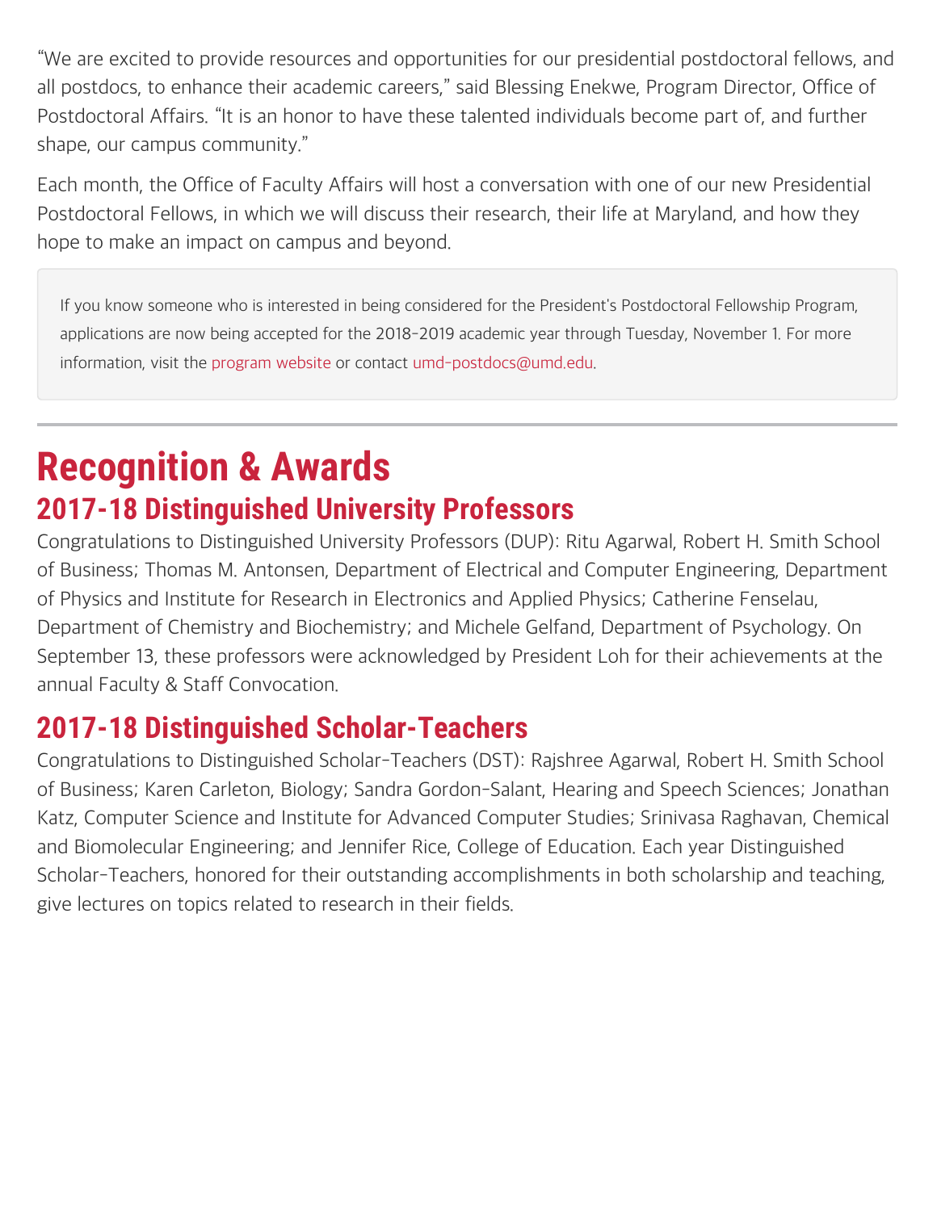"We are excited to provide resources and opportunities for our presidential postdoctoral fellows, and all postdocs, to enhance their academic careers," said Blessing Enekwe, Program Director, Office of Postdoctoral Affairs. "It is an honor to have these talented individuals become part of, and further shape, our campus community."

Each month, the Office of Faculty Affairs will host a conversation with one of our new Presidential Postdoctoral Fellows, in which we will discuss their research, their life at Maryland, and how they hope to make an impact on campus and beyond.

> If you know someone who is interested in being considered for the President's Postdoctoral Fellowship Program, applications are now being accepted for the 2018-2019 academic year through Tuesday, November 1. For more information, visit the program website or contact umd-postdocs@umd.edu.

---

# Recognition & Awards

## 2017-18 Distinguished University Professors

Congratulations to Distinguished University Professors (DUP): Ritu Agarwal, Robert H. Smith School of Business; Thomas M. Antonsen, Department of Electrical and Computer Engineering, Department of Physics and Institute for Research in Electronics and Applied Physics; Catherine Fenselau, Department of Chemistry and Biochemistry; and Michele Gelfand, Department of Psychology. On September 13, these professors were acknowledged by President Loh for their achievements at the annual Faculty & Staff Convocation.

## 2017-18 Distinguished Scholar-Teachers

Congratulations to Distinguished Scholar-Teachers (DST): Rajshree Agarwal, Robert H. Smith School of Business; Karen Carleton, Biology; Sandra Gordon-Salant, Hearing and Speech Sciences; Jonathan Katz, Computer Science and Institute for Advanced Computer Studies; Srinivasa Raghavan, Chemical and Biomolecular Engineering; and Jennifer Rice, College of Education. Each year Distinguished Scholar-Teachers, honored for their outstanding accomplishments in both scholarship and teaching, give lectures on topics related to research in their fields.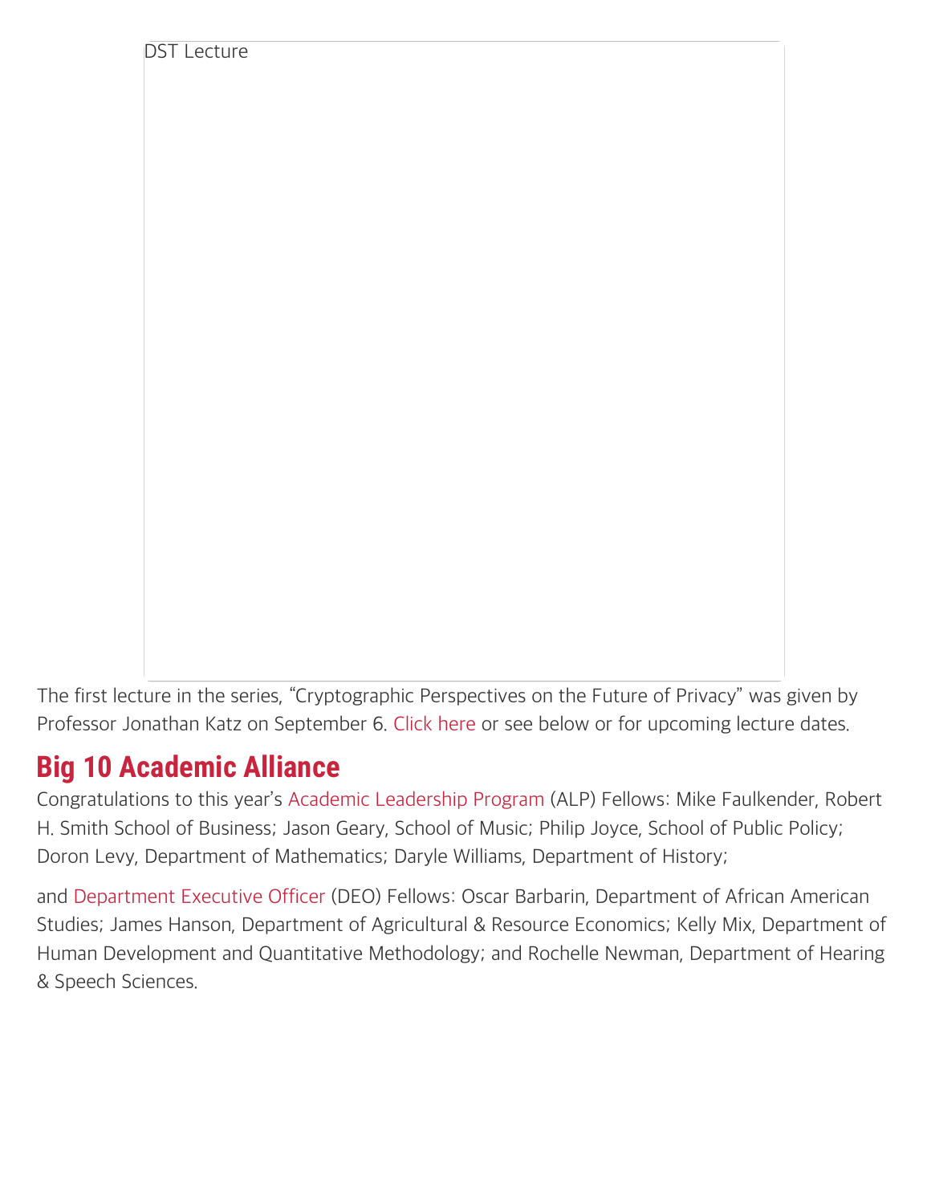DST Lecture

The first lecture in the series, "Cryptographic Perspectives on the Future of Privacy" was given by Professor Jonathan Katz on September 6. Click here or see below or for upcoming lecture dates.

## Big 10 Academic Alliance

Congratulations to this year's Academic Leadership Program (ALP) Fellows: Mike Faulkender, Robert H. Smith School of Business; Jason Geary, School of Music; Philip Joyce, School of Public Policy; Doron Levy, Department of Mathematics; Daryle Williams, Department of History;

and Department Executive Officer (DEO) Fellows: Oscar Barbarin, Department of African American Studies; James Hanson, Department of Agricultural & Resource Economics; Kelly Mix, Department of Human Development and Quantitative Methodology; and Rochelle Newman, Department of Hearing & Speech Sciences.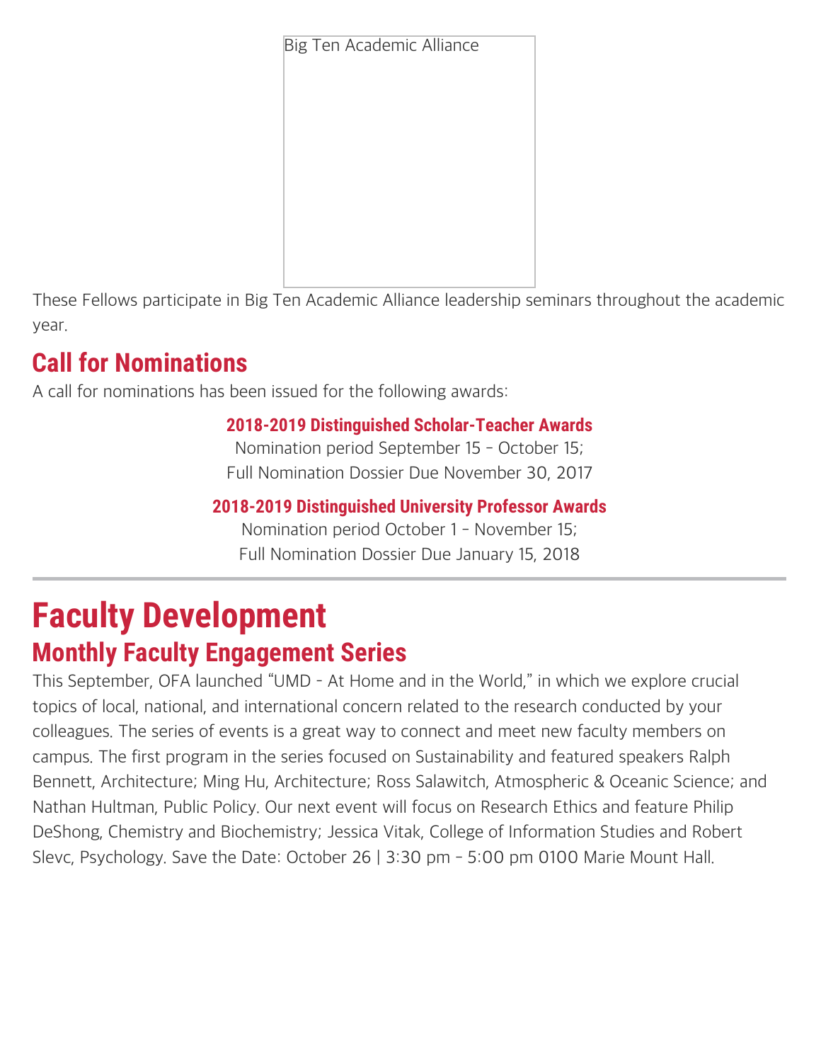Big Ten Academic Alliance

These Fellows participate in Big Ten Academic Alliance leadership seminars throughout the academic year.

## Call for Nominations

A call for nominations has been issued for the following awards:

**2018-2019 Distinguished Scholar-Teacher Awards**
Nomination period September 15 – October 15;
Full Nomination Dossier Due November 30, 2017

**2018-2019 Distinguished University Professor Awards**
Nomination period October 1 – November 15;
Full Nomination Dossier Due January 15, 2018

---

# Faculty Development

## Monthly Faculty Engagement Series

This September, OFA launched "UMD - At Home and in the World," in which we explore crucial topics of local, national, and international concern related to the research conducted by your colleagues. The series of events is a great way to connect and meet new faculty members on campus. The first program in the series focused on Sustainability and featured speakers Ralph Bennett, Architecture; Ming Hu, Architecture; Ross Salawitch, Atmospheric & Oceanic Science; and Nathan Hultman, Public Policy. Our next event will focus on Research Ethics and feature Philip DeShong, Chemistry and Biochemistry; Jessica Vitak, College of Information Studies and Robert Slevc, Psychology. Save the Date: October 26 | 3:30 pm – 5:00 pm 0100 Marie Mount Hall.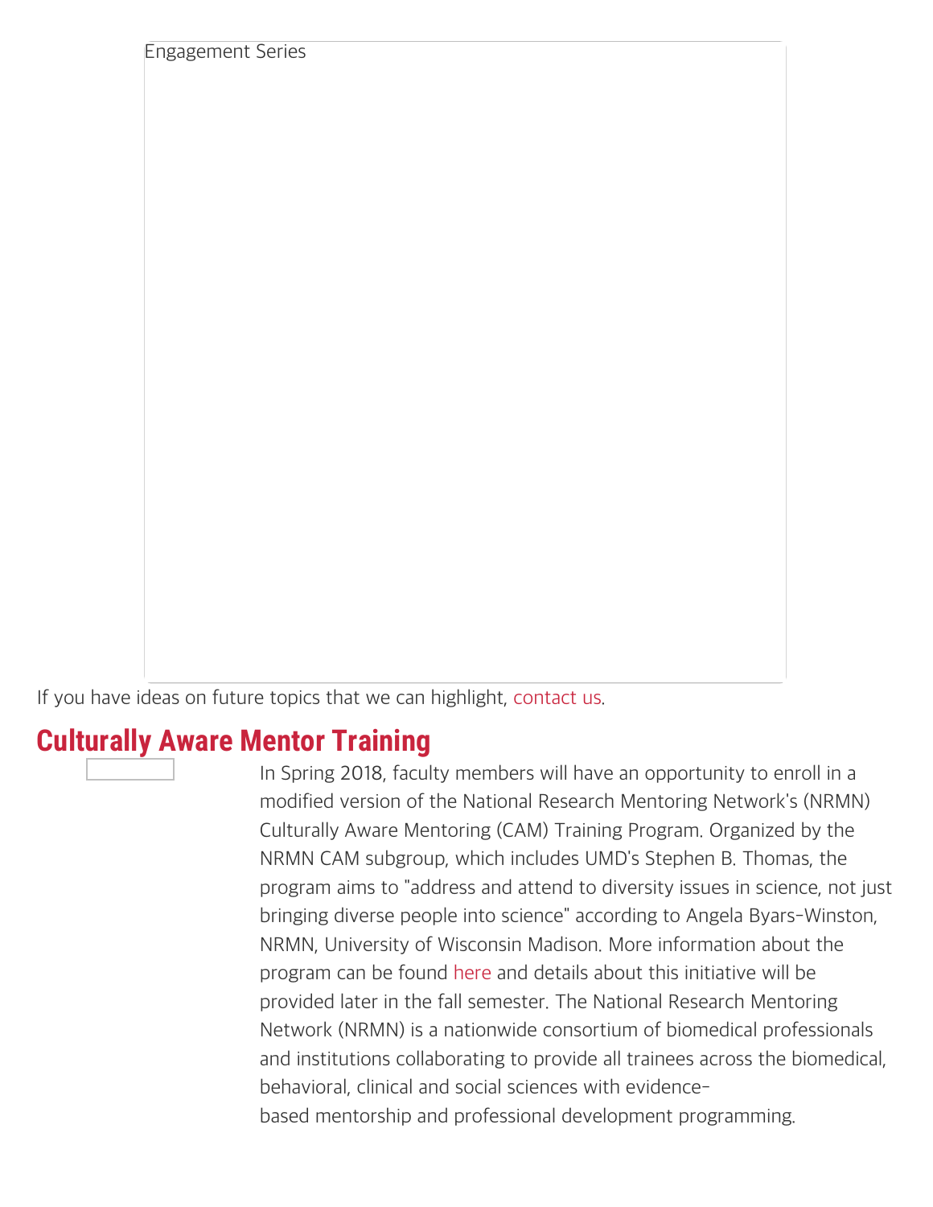Engagement Series

If you have ideas on future topics that we can highlight, contact us.

## Culturally Aware Mentor Training

In Spring 2018, faculty members will have an opportunity to enroll in a modified version of the National Research Mentoring Network's (NRMN) Culturally Aware Mentoring (CAM) Training Program. Organized by the NRMN CAM subgroup, which includes UMD's Stephen B. Thomas, the program aims to "address and attend to diversity issues in science, not just bringing diverse people into science" according to Angela Byars-Winston, NRMN, University of Wisconsin Madison. More information about the program can be found here and details about this initiative will be provided later in the fall semester. The National Research Mentoring Network (NRMN) is a nationwide consortium of biomedical professionals and institutions collaborating to provide all trainees across the biomedical, behavioral, clinical and social sciences with evidence-based mentorship and professional development programming.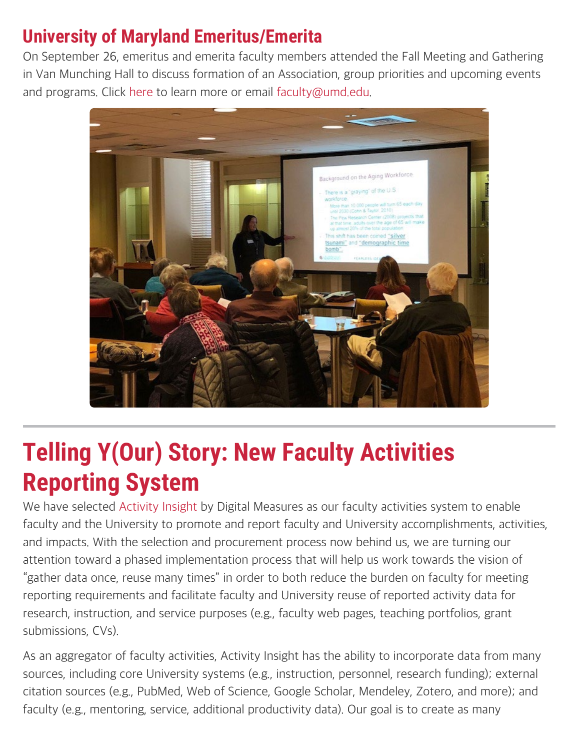## University of Maryland Emeritus/Emerita

On September 26, emeritus and emerita faculty members attended the Fall Meeting and Gathering in Van Munching Hall to discuss formation of an Association, group priorities and upcoming events and programs. Click here to learn more or email faculty@umd.edu.

# Telling Y(Our) Story: New Faculty Activities Reporting System

We have selected Activity Insight by Digital Measures as our faculty activities system to enable faculty and the University to promote and report faculty and University accomplishments, activities, and impacts. With the selection and procurement process now behind us, we are turning our attention toward a phased implementation process that will help us work towards the vision of "gather data once, reuse many times" in order to both reduce the burden on faculty for meeting reporting requirements and facilitate faculty and University reuse of reported activity data for research, instruction, and service purposes (e.g., faculty web pages, teaching portfolios, grant submissions, CVs).

As an aggregator of faculty activities, Activity Insight has the ability to incorporate data from many sources, including core University systems (e.g., instruction, personnel, research funding); external citation sources (e.g., PubMed, Web of Science, Google Scholar, Mendeley, Zotero, and more); and faculty (e.g., mentoring, service, additional productivity data). Our goal is to create as many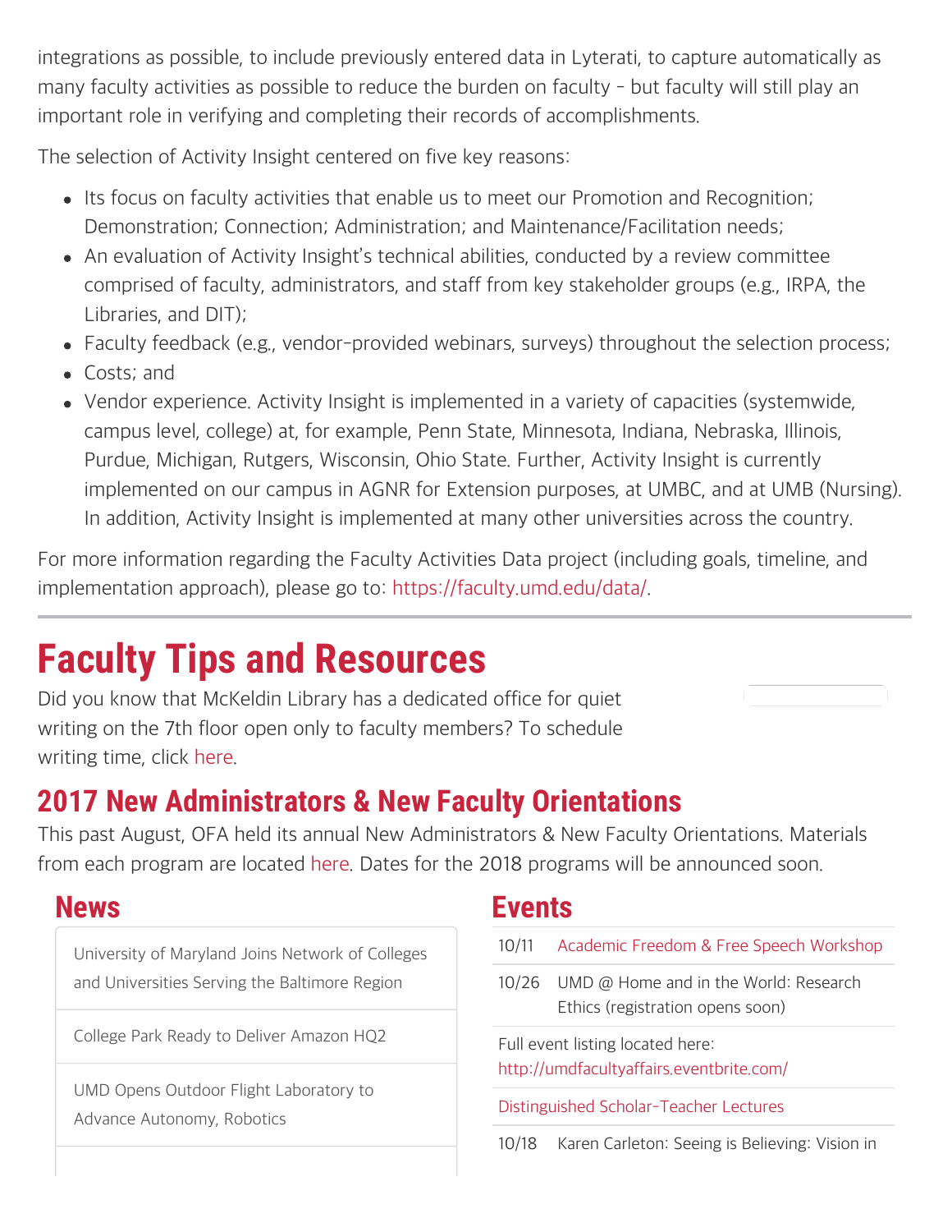integrations as possible, to include previously entered data in Lyterati, to capture automatically as many faculty activities as possible to reduce the burden on faculty – but faculty will still play an important role in verifying and completing their records of accomplishments.

The selection of Activity Insight centered on five key reasons:

- Its focus on faculty activities that enable us to meet our Promotion and Recognition; Demonstration; Connection; Administration; and Maintenance/Facilitation needs;
- An evaluation of Activity Insight's technical abilities, conducted by a review committee comprised of faculty, administrators, and staff from key stakeholder groups (e.g., IRPA, the Libraries, and DIT);
- Faculty feedback (e.g., vendor-provided webinars, surveys) throughout the selection process;
- Costs; and
- Vendor experience. Activity Insight is implemented in a variety of capacities (systemwide, campus level, college) at, for example, Penn State, Minnesota, Indiana, Nebraska, Illinois, Purdue, Michigan, Rutgers, Wisconsin, Ohio State. Further, Activity Insight is currently implemented on our campus in AGNR for Extension purposes, at UMBC, and at UMB (Nursing). In addition, Activity Insight is implemented at many other universities across the country.

For more information regarding the Faculty Activities Data project (including goals, timeline, and implementation approach), please go to: https://faculty.umd.edu/data/.

# Faculty Tips and Resources

Did you know that McKeldin Library has a dedicated office for quiet writing on the 7th floor open only to faculty members? To schedule writing time, click here.

## 2017 New Administrators & New Faculty Orientations

This past August, OFA held its annual New Administrators & New Faculty Orientations. Materials from each program are located here. Dates for the 2018 programs will be announced soon.

## News

- University of Maryland Joins Network of Colleges and Universities Serving the Baltimore Region
- College Park Ready to Deliver Amazon HQ2
- UMD Opens Outdoor Flight Laboratory to Advance Autonomy, Robotics

## Events

| | |
|---|---|
| 10/11 | Academic Freedom & Free Speech Workshop |
| 10/26 | UMD @ Home and in the World: Research Ethics (registration opens soon) |

Full event listing located here: http://umdfacultyaffairs.eventbrite.com/

Distinguished Scholar-Teacher Lectures

| | |
|---|---|
| 10/18 | Karen Carleton: Seeing is Believing: Vision in |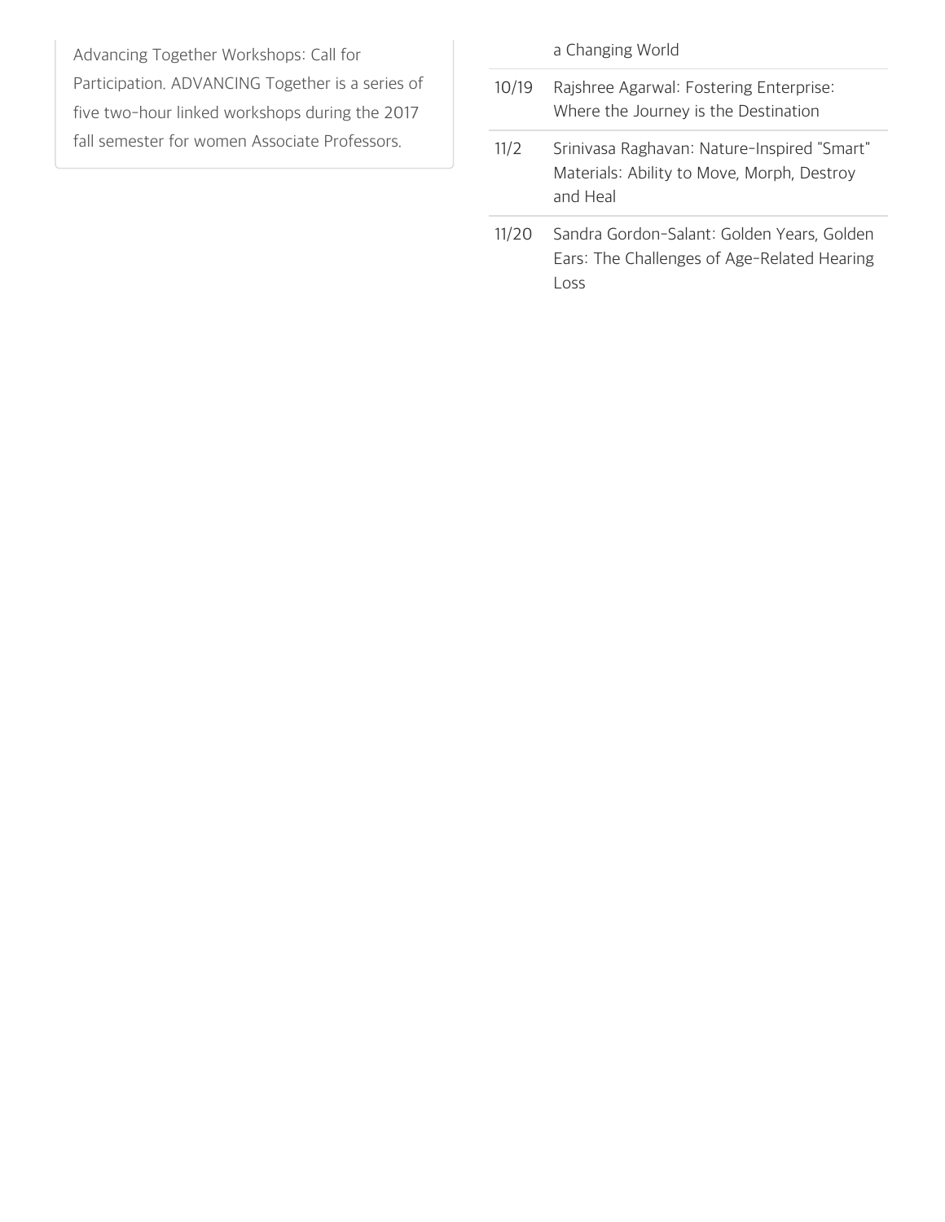Advancing Together Workshops: Call for Participation. ADVANCING Together is a series of five two-hour linked workshops during the 2017 fall semester for women Associate Professors.

| | |
|---|---|
| | a Changing World |
| 10/19 | Rajshree Agarwal: Fostering Enterprise: Where the Journey is the Destination |
| 11/2 | Srinivasa Raghavan: Nature-Inspired "Smart" Materials: Ability to Move, Morph, Destroy and Heal |
| 11/20 | Sandra Gordon-Salant: Golden Years, Golden Ears: The Challenges of Age-Related Hearing Loss |